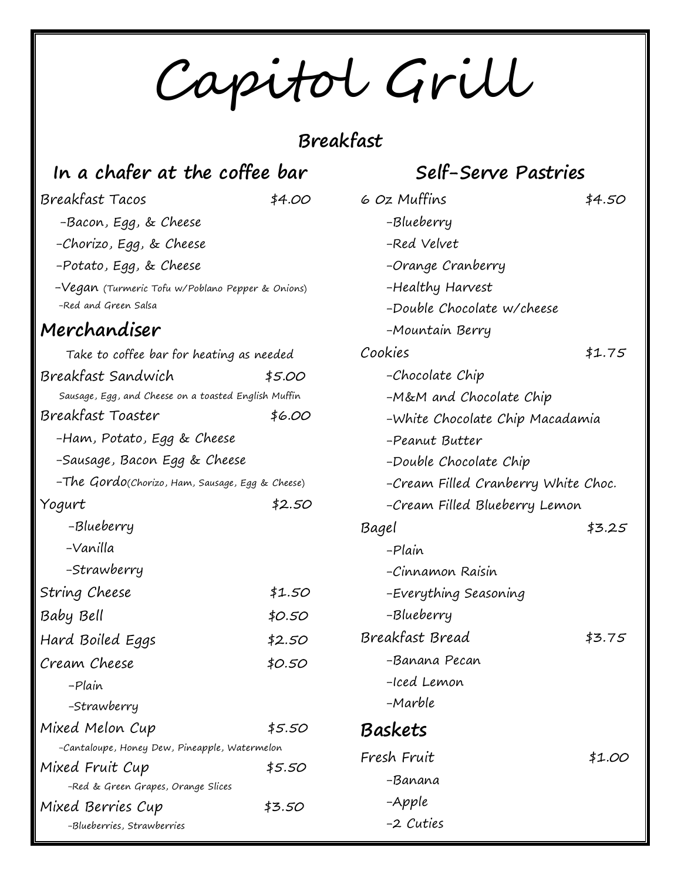# Capitol Grill

## Breakfast

### In a chafer at the coffee bar

Breakfast Tacos $4.00

- -Bacon, Egg, & Cheese
- -Chorizo, Egg, & Cheese
- -Potato, Egg, & Cheese
- -Vegan (Turmeric Tofu w/Poblano Pepper & Onions)
- -Red and Green Salsa

### Merchandiser

Take to coffee bar for heating as needed

Breakfast Sandwich $5.00

Sausage, Egg, and Cheese on a toasted English Muffin

Breakfast Toaster $6.00

- -Ham, Potato, Egg & Cheese
- -Sausage, Bacon Egg & Cheese
- -The Gordo(Chorizo, Ham, Sausage, Egg & Cheese)

Yogurt $2.50

- -Blueberry
- -Vanilla
- -Strawberry

String Cheese $1.50

Baby Bell $0.50

Hard Boiled Eggs $2.50

Cream Cheese $0.50

- -Plain
- -Strawberry

Mixed Melon Cup $5.50

-Cantaloupe, Honey Dew, Pineapple, Watermelon

Mixed Fruit Cup $5.50

-Red & Green Grapes, Orange Slices

Mixed Berries Cup $3.50

-Blueberries, Strawberries

### Self-Serve Pastries

6 Oz Muffins $4.50

- -Blueberry
- -Red Velvet
- -Orange Cranberry
- -Healthy Harvest
- -Double Chocolate w/cheese
- -Mountain Berry

Cookies $1.75

- -Chocolate Chip
- -M&M and Chocolate Chip
- -White Chocolate Chip Macadamia
- -Peanut Butter
- -Double Chocolate Chip
- -Cream Filled Cranberry White Choc.
- -Cream Filled Blueberry Lemon

Bagel $3.25

- -Plain
- -Cinnamon Raisin
- -Everything Seasoning
- -Blueberry

Breakfast Bread $3.75

- -Banana Pecan
- -Iced Lemon
- -Marble

### Baskets

Fresh Fruit $1.00

- -Banana
- -Apple
- -2 Cuties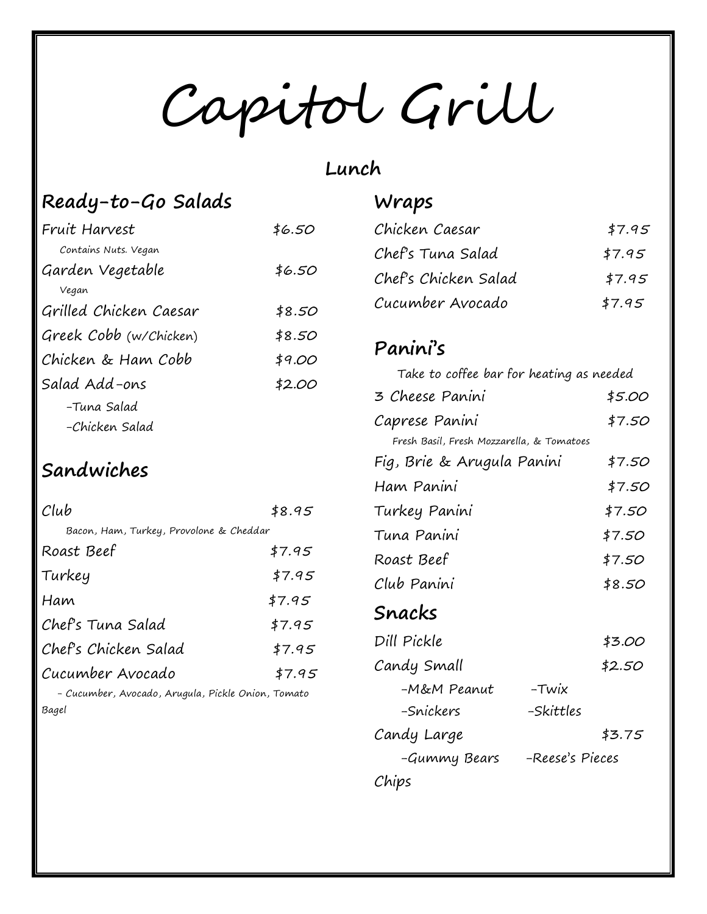# Capitol Grill

## Lunch

### Ready-to-Go Salads

| Item | Price |
|---|---|
| Fruit Harvest<br>Contains Nuts. Vegan | $6.50 |
| Garden Vegetable<br>Vegan | $6.50 |
| Grilled Chicken Caesar | $8.50 |
| Greek Cobb (w/Chicken) | $8.50 |
| Chicken & Ham Cobb | $9.00 |
| Salad Add-ons<br>-Tuna Salad<br>-Chicken Salad | $2.00 |

### Sandwiches

| Item | Price |
|---|---|
| Club<br>Bacon, Ham, Turkey, Provolone & Cheddar | $8.95 |
| Roast Beef | $7.95 |
| Turkey | $7.95 |
| Ham | $7.95 |
| Chef's Tuna Salad | $7.95 |
| Chef's Chicken Salad | $7.95 |
| Cucumber Avocado<br>- Cucumber, Avocado, Arugula, Pickle Onion, Tomato Bagel | $7.95 |

### Wraps

| Item | Price |
|---|---|
| Chicken Caesar | $7.95 |
| Chef's Tuna Salad | $7.95 |
| Chef's Chicken Salad | $7.95 |
| Cucumber Avocado | $7.95 |

### Panini's

Take to coffee bar for heating as needed

| Item | Price |
|---|---|
| 3 Cheese Panini | $5.00 |
| Caprese Panini<br>Fresh Basil, Fresh Mozzarella, & Tomatoes | $7.50 |
| Fig, Brie & Arugula Panini | $7.50 |
| Ham Panini | $7.50 |
| Turkey Panini | $7.50 |
| Tuna Panini | $7.50 |
| Roast Beef | $7.50 |
| Club Panini | $8.50 |

### Snacks

| Item | Price |
|---|---|
| Dill Pickle | $3.00 |
| Candy Small<br>-M&M Peanut -Twix<br>-Snickers -Skittles | $2.50 |
| Candy Large<br>-Gummy Bears -Reese's Pieces | $3.75 |
| Chips | |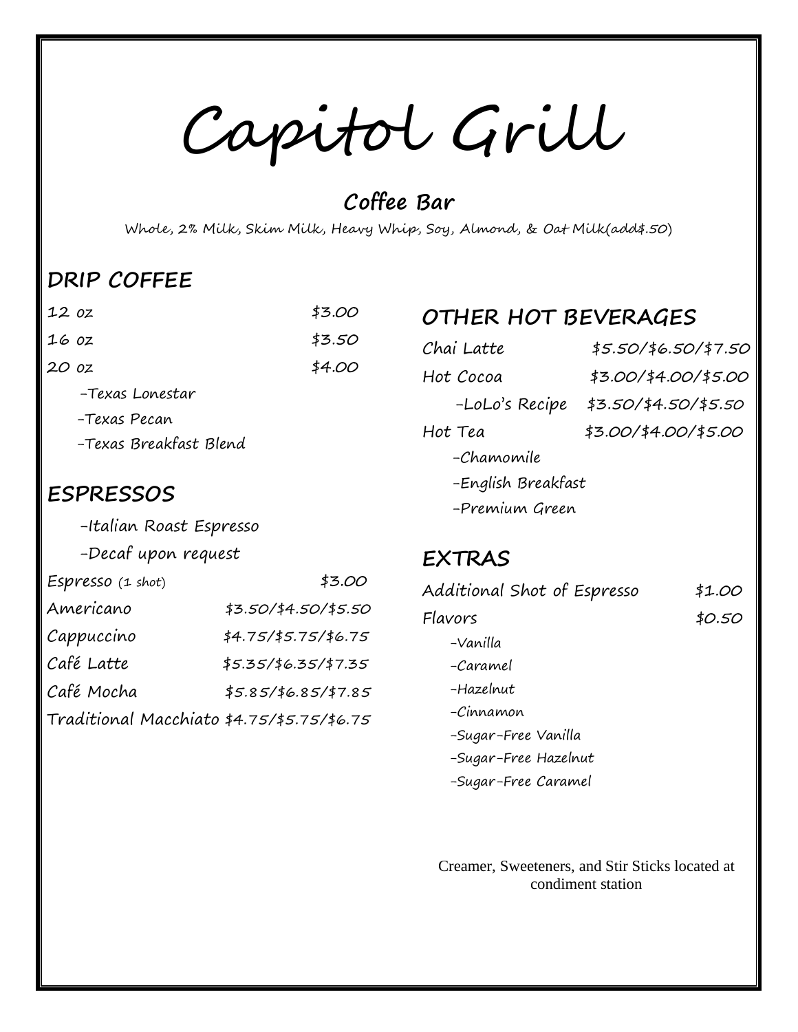# Capitol Grill

## Coffee Bar

Whole, 2% Milk, Skim Milk, Heavy Whip, Soy, Almond, & Oat Milk(add$.50)

### DRIP COFFEE

| | |
|---|---|
| 12 oz | $3.00 |
| 16 oz | $3.50 |
| 20 oz | $4.00 |

- -Texas Lonestar
- -Texas Pecan
- -Texas Breakfast Blend

### ESPRESSOS

- -Italian Roast Espresso
- -Decaf upon request

| | |
|---|---|
| Espresso (1 shot) | $3.00 |
| Americano | $3.50/$4.50/$5.50 |
| Cappuccino | $4.75/$5.75/$6.75 |
| Café Latte | $5.35/$6.35/$7.35 |
| Café Mocha | $5.85/$6.85/$7.85 |
| Traditional Macchiato | $4.75/$5.75/$6.75 |

### OTHER HOT BEVERAGES

| | |
|---|---|
| Chai Latte | $5.50/$6.50/$7.50 |
| Hot Cocoa | $3.00/$4.00/$5.00 |
| -LoLo's Recipe | $3.50/$4.50/$5.50 |
| Hot Tea | $3.00/$4.00/$5.00 |

- -Chamomile
- -English Breakfast
- -Premium Green

### EXTRAS

| | |
|---|---|
| Additional Shot of Espresso | $1.00 |
| Flavors | $0.50 |

- -Vanilla
- -Caramel
- -Hazelnut
- -Cinnamon
- -Sugar-Free Vanilla
- -Sugar-Free Hazelnut
- -Sugar-Free Caramel

Creamer, Sweeteners, and Stir Sticks located at condiment station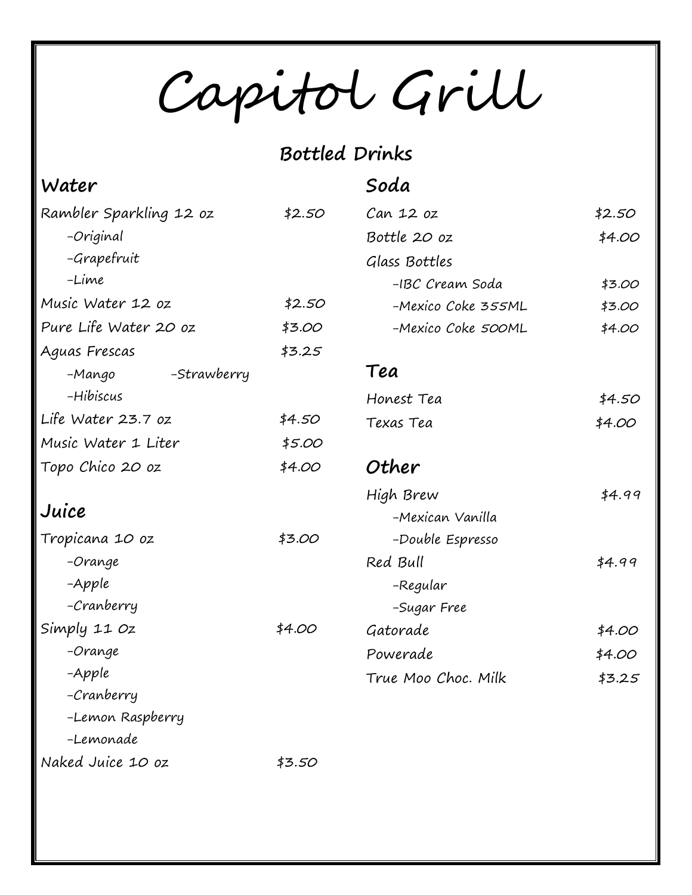# Capitol Grill

## Bottled Drinks

### Water

Rambler Sparkling 12 oz $2.50
- -Original
- -Grapefruit
- -Lime

Music Water 12 oz $2.50

Pure Life Water 20 oz $3.00

Aguas Frescas $3.25
- -Mango
- -Strawberry
- -Hibiscus

Life Water 23.7 oz $4.50

Music Water 1 Liter $5.00

Topo Chico 20 oz $4.00

### Juice

Tropicana 10 oz $3.00
- -Orange
- -Apple
- -Cranberry

Simply 11 Oz $4.00
- -Orange
- -Apple
- -Cranberry
- -Lemon Raspberry
- -Lemonade

Naked Juice 10 oz $3.50

### Soda

Can 12 oz $2.50

Bottle 20 oz $4.00

Glass Bottles
- -IBC Cream Soda $3.00
- -Mexico Coke 355ML $3.00
- -Mexico Coke 500ML $4.00

### Tea

Honest Tea $4.50

Texas Tea $4.00

### Other

High Brew $4.99
- -Mexican Vanilla
- -Double Espresso

Red Bull $4.99
- -Regular
- -Sugar Free

Gatorade $4.00

Powerade $4.00

True Moo Choc. Milk $3.25